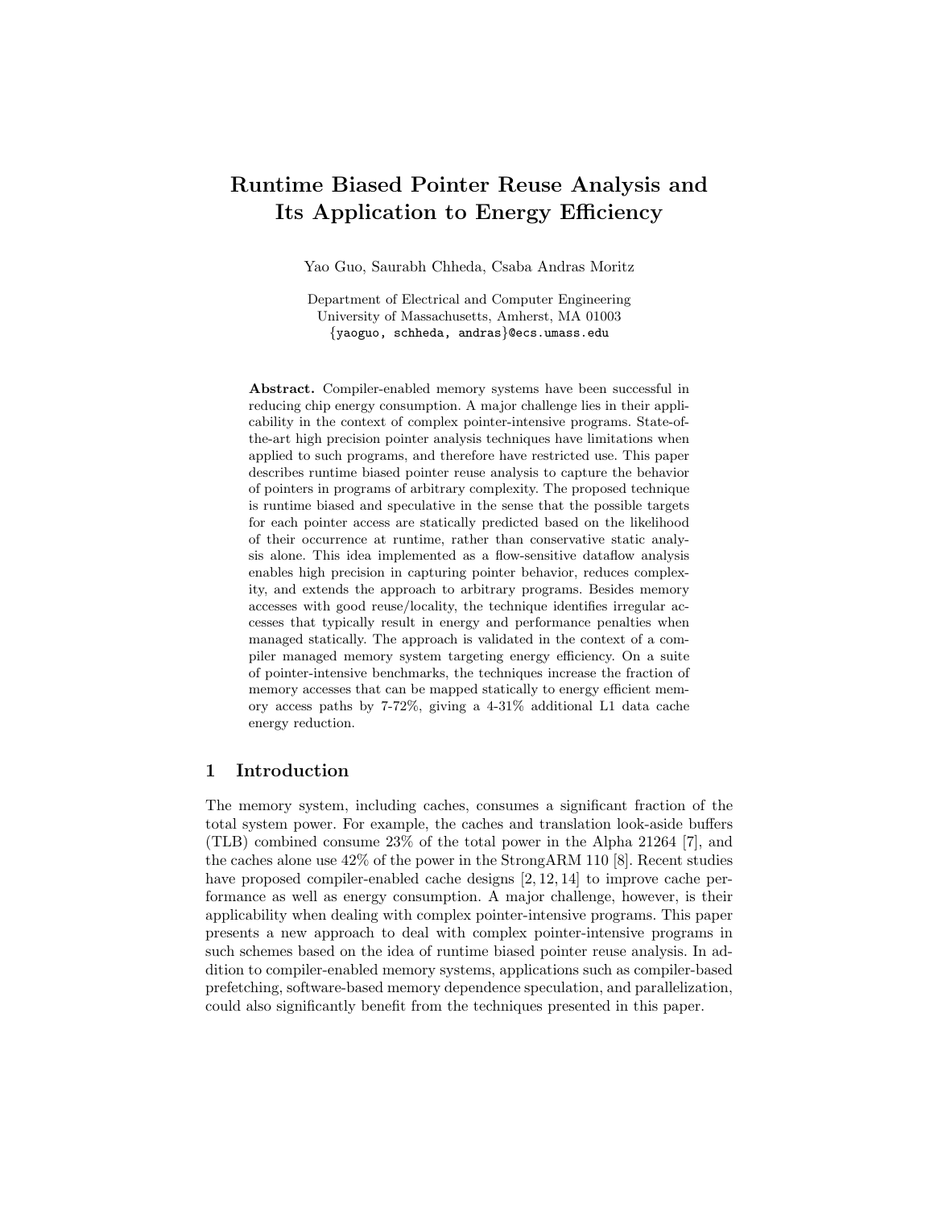# Runtime Biased Pointer Reuse Analysis and Its Application to Energy Efficiency

Yao Guo, Saurabh Chheda, Csaba Andras Moritz

Department of Electrical and Computer Engineering
University of Massachusetts, Amherst, MA 01003
{yaoguo, schheda, andras}@ecs.umass.edu

**Abstract.** Compiler-enabled memory systems have been successful in reducing chip energy consumption. A major challenge lies in their applicability in the context of complex pointer-intensive programs. State-of-the-art high precision pointer analysis techniques have limitations when applied to such programs, and therefore have restricted use. This paper describes runtime biased pointer reuse analysis to capture the behavior of pointers in programs of arbitrary complexity. The proposed technique is runtime biased and speculative in the sense that the possible targets for each pointer access are statically predicted based on the likelihood of their occurrence at runtime, rather than conservative static analysis alone. This idea implemented as a flow-sensitive dataflow analysis enables high precision in capturing pointer behavior, reduces complexity, and extends the approach to arbitrary programs. Besides memory accesses with good reuse/locality, the technique identifies irregular accesses that typically result in energy and performance penalties when managed statically. The approach is validated in the context of a compiler managed memory system targeting energy efficiency. On a suite of pointer-intensive benchmarks, the techniques increase the fraction of memory accesses that can be mapped statically to energy efficient memory access paths by 7-72%, giving a 4-31% additional L1 data cache energy reduction.

## 1 Introduction

The memory system, including caches, consumes a significant fraction of the total system power. For example, the caches and translation look-aside buffers (TLB) combined consume 23% of the total power in the Alpha 21264 [7], and the caches alone use 42% of the power in the StrongARM 110 [8]. Recent studies have proposed compiler-enabled cache designs [2, 12, 14] to improve cache performance as well as energy consumption. A major challenge, however, is their applicability when dealing with complex pointer-intensive programs. This paper presents a new approach to deal with complex pointer-intensive programs in such schemes based on the idea of runtime biased pointer reuse analysis. In addition to compiler-enabled memory systems, applications such as compiler-based prefetching, software-based memory dependence speculation, and parallelization, could also significantly benefit from the techniques presented in this paper.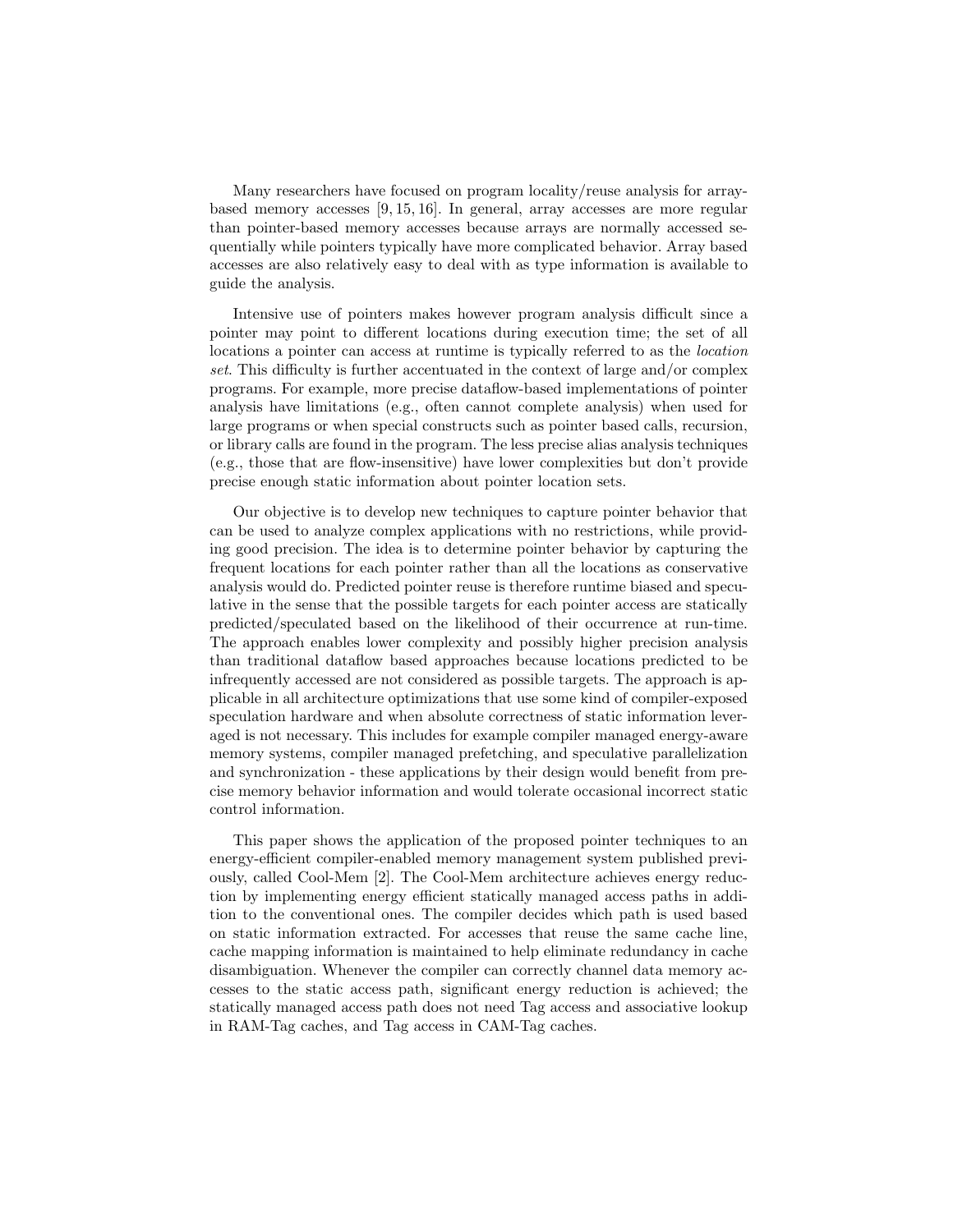Many researchers have focused on program locality/reuse analysis for array-based memory accesses [9, 15, 16]. In general, array accesses are more regular than pointer-based memory accesses because arrays are normally accessed sequentially while pointers typically have more complicated behavior. Array based accesses are also relatively easy to deal with as type information is available to guide the analysis.

Intensive use of pointers makes however program analysis difficult since a pointer may point to different locations during execution time; the set of all locations a pointer can access at runtime is typically referred to as the *location set*. This difficulty is further accentuated in the context of large and/or complex programs. For example, more precise dataflow-based implementations of pointer analysis have limitations (e.g., often cannot complete analysis) when used for large programs or when special constructs such as pointer based calls, recursion, or library calls are found in the program. The less precise alias analysis techniques (e.g., those that are flow-insensitive) have lower complexities but don't provide precise enough static information about pointer location sets.

Our objective is to develop new techniques to capture pointer behavior that can be used to analyze complex applications with no restrictions, while providing good precision. The idea is to determine pointer behavior by capturing the frequent locations for each pointer rather than all the locations as conservative analysis would do. Predicted pointer reuse is therefore runtime biased and speculative in the sense that the possible targets for each pointer access are statically predicted/speculated based on the likelihood of their occurrence at run-time. The approach enables lower complexity and possibly higher precision analysis than traditional dataflow based approaches because locations predicted to be infrequently accessed are not considered as possible targets. The approach is applicable in all architecture optimizations that use some kind of compiler-exposed speculation hardware and when absolute correctness of static information leveraged is not necessary. This includes for example compiler managed energy-aware memory systems, compiler managed prefetching, and speculative parallelization and synchronization - these applications by their design would benefit from precise memory behavior information and would tolerate occasional incorrect static control information.

This paper shows the application of the proposed pointer techniques to an energy-efficient compiler-enabled memory management system published previously, called Cool-Mem [2]. The Cool-Mem architecture achieves energy reduction by implementing energy efficient statically managed access paths in addition to the conventional ones. The compiler decides which path is used based on static information extracted. For accesses that reuse the same cache line, cache mapping information is maintained to help eliminate redundancy in cache disambiguation. Whenever the compiler can correctly channel data memory accesses to the static access path, significant energy reduction is achieved; the statically managed access path does not need Tag access and associative lookup in RAM-Tag caches, and Tag access in CAM-Tag caches.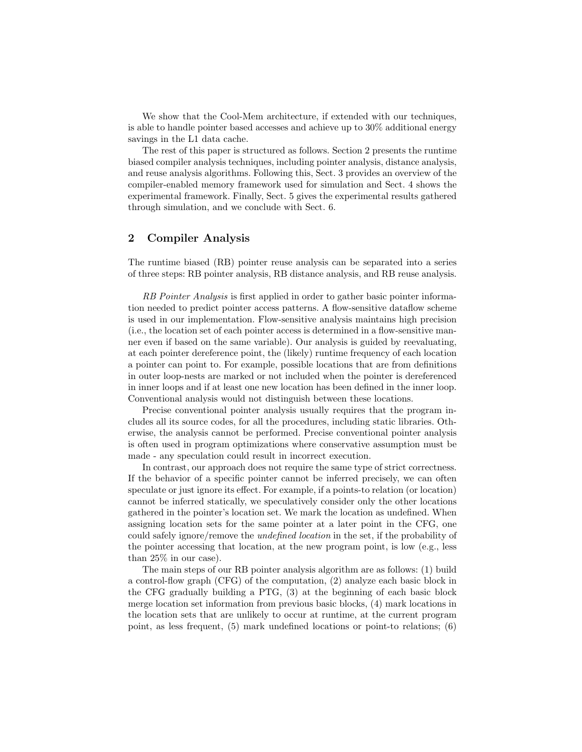We show that the Cool-Mem architecture, if extended with our techniques, is able to handle pointer based accesses and achieve up to 30% additional energy savings in the L1 data cache.

The rest of this paper is structured as follows. Section 2 presents the runtime biased compiler analysis techniques, including pointer analysis, distance analysis, and reuse analysis algorithms. Following this, Sect. 3 provides an overview of the compiler-enabled memory framework used for simulation and Sect. 4 shows the experimental framework. Finally, Sect. 5 gives the experimental results gathered through simulation, and we conclude with Sect. 6.

## 2 Compiler Analysis

The runtime biased (RB) pointer reuse analysis can be separated into a series of three steps: RB pointer analysis, RB distance analysis, and RB reuse analysis.

*RB Pointer Analysis* is first applied in order to gather basic pointer information needed to predict pointer access patterns. A flow-sensitive dataflow scheme is used in our implementation. Flow-sensitive analysis maintains high precision (i.e., the location set of each pointer access is determined in a flow-sensitive manner even if based on the same variable). Our analysis is guided by reevaluating, at each pointer dereference point, the (likely) runtime frequency of each location a pointer can point to. For example, possible locations that are from definitions in outer loop-nests are marked or not included when the pointer is dereferenced in inner loops and if at least one new location has been defined in the inner loop. Conventional analysis would not distinguish between these locations.

Precise conventional pointer analysis usually requires that the program includes all its source codes, for all the procedures, including static libraries. Otherwise, the analysis cannot be performed. Precise conventional pointer analysis is often used in program optimizations where conservative assumption must be made - any speculation could result in incorrect execution.

In contrast, our approach does not require the same type of strict correctness. If the behavior of a specific pointer cannot be inferred precisely, we can often speculate or just ignore its effect. For example, if a points-to relation (or location) cannot be inferred statically, we speculatively consider only the other locations gathered in the pointer's location set. We mark the location as undefined. When assigning location sets for the same pointer at a later point in the CFG, one could safely ignore/remove the *undefined location* in the set, if the probability of the pointer accessing that location, at the new program point, is low (e.g., less than 25% in our case).

The main steps of our RB pointer analysis algorithm are as follows: (1) build a control-flow graph (CFG) of the computation, (2) analyze each basic block in the CFG gradually building a PTG, (3) at the beginning of each basic block merge location set information from previous basic blocks, (4) mark locations in the location sets that are unlikely to occur at runtime, at the current program point, as less frequent, (5) mark undefined locations or point-to relations; (6)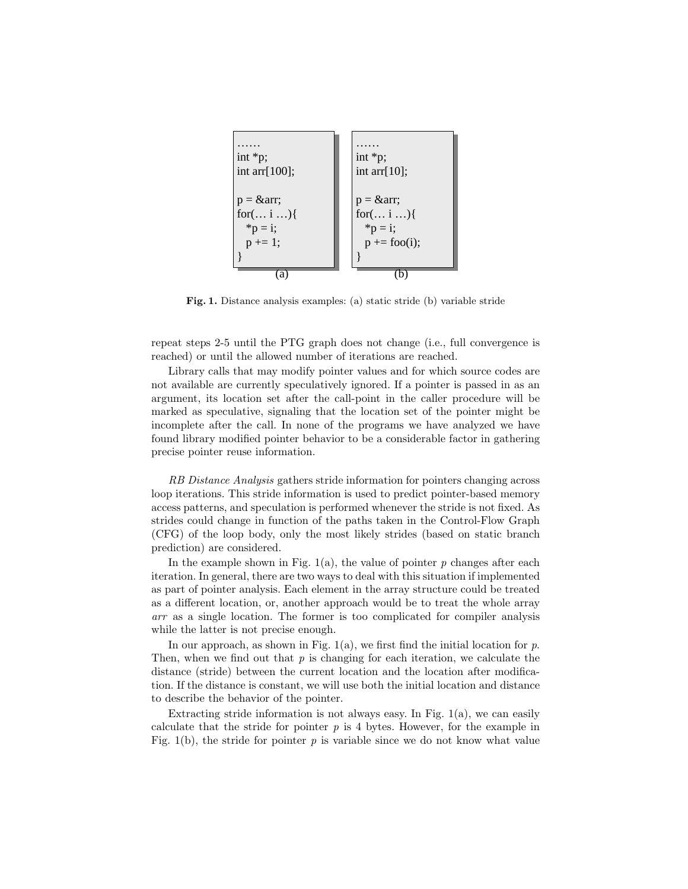```
……
int *p;
int arr[100];

p = &arr;
for(… i …){
  *p = i;
  p += 1;
}
```
(a)

```
……
int *p;
int arr[10];

p = &arr;
for(… i …){
  *p = i;
  p += foo(i);
}
```
(b)

**Fig. 1.** Distance analysis examples: (a) static stride (b) variable stride

repeat steps 2-5 until the PTG graph does not change (i.e., full convergence is reached) or until the allowed number of iterations are reached.

Library calls that may modify pointer values and for which source codes are not available are currently speculatively ignored. If a pointer is passed in as an argument, its location set after the call-point in the caller procedure will be marked as speculative, signaling that the location set of the pointer might be incomplete after the call. In none of the programs we have analyzed we have found library modified pointer behavior to be a considerable factor in gathering precise pointer reuse information.

*RB Distance Analysis* gathers stride information for pointers changing across loop iterations. This stride information is used to predict pointer-based memory access patterns, and speculation is performed whenever the stride is not fixed. As strides could change in function of the paths taken in the Control-Flow Graph (CFG) of the loop body, only the most likely strides (based on static branch prediction) are considered.

In the example shown in Fig. 1(a), the value of pointer $p$ changes after each iteration. In general, there are two ways to deal with this situation if implemented as part of pointer analysis. Each element in the array structure could be treated as a different location, or, another approach would be to treat the whole array *arr* as a single location. The former is too complicated for compiler analysis while the latter is not precise enough.

In our approach, as shown in Fig. 1(a), we first find the initial location for $p$. Then, when we find out that $p$ is changing for each iteration, we calculate the distance (stride) between the current location and the location after modification. If the distance is constant, we will use both the initial location and distance to describe the behavior of the pointer.

Extracting stride information is not always easy. In Fig. 1(a), we can easily calculate that the stride for pointer $p$ is 4 bytes. However, for the example in Fig. 1(b), the stride for pointer $p$ is variable since we do not know what value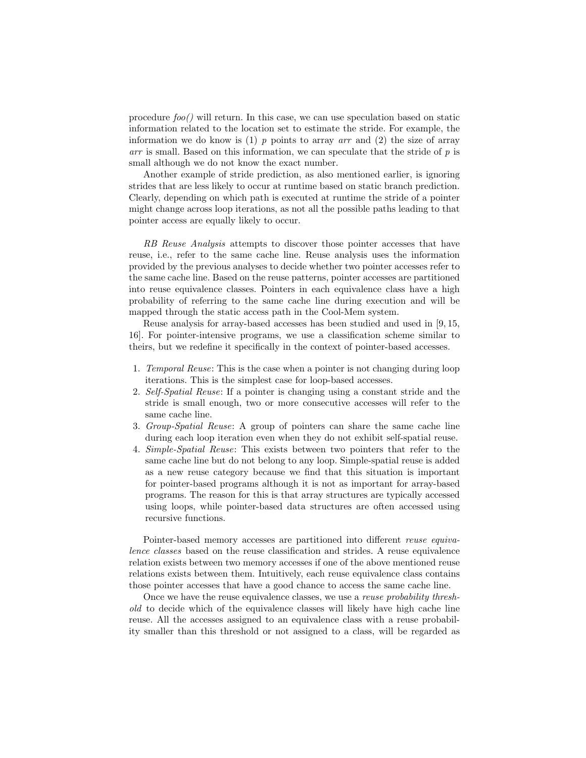procedure *foo()* will return. In this case, we can use speculation based on static information related to the location set to estimate the stride. For example, the information we do know is (1) *p* points to array *arr* and (2) the size of array *arr* is small. Based on this information, we can speculate that the stride of *p* is small although we do not know the exact number.

Another example of stride prediction, as also mentioned earlier, is ignoring strides that are less likely to occur at runtime based on static branch prediction. Clearly, depending on which path is executed at runtime the stride of a pointer might change across loop iterations, as not all the possible paths leading to that pointer access are equally likely to occur.

*RB Reuse Analysis* attempts to discover those pointer accesses that have reuse, i.e., refer to the same cache line. Reuse analysis uses the information provided by the previous analyses to decide whether two pointer accesses refer to the same cache line. Based on the reuse patterns, pointer accesses are partitioned into reuse equivalence classes. Pointers in each equivalence class have a high probability of referring to the same cache line during execution and will be mapped through the static access path in the Cool-Mem system.

Reuse analysis for array-based accesses has been studied and used in [9, 15, 16]. For pointer-intensive programs, we use a classification scheme similar to theirs, but we redefine it specifically in the context of pointer-based accesses.

1. *Temporal Reuse*: This is the case when a pointer is not changing during loop iterations. This is the simplest case for loop-based accesses.
2. *Self-Spatial Reuse*: If a pointer is changing using a constant stride and the stride is small enough, two or more consecutive accesses will refer to the same cache line.
3. *Group-Spatial Reuse*: A group of pointers can share the same cache line during each loop iteration even when they do not exhibit self-spatial reuse.
4. *Simple-Spatial Reuse*: This exists between two pointers that refer to the same cache line but do not belong to any loop. Simple-spatial reuse is added as a new reuse category because we find that this situation is important for pointer-based programs although it is not as important for array-based programs. The reason for this is that array structures are typically accessed using loops, while pointer-based data structures are often accessed using recursive functions.

Pointer-based memory accesses are partitioned into different *reuse equivalence classes* based on the reuse classification and strides. A reuse equivalence relation exists between two memory accesses if one of the above mentioned reuse relations exists between them. Intuitively, each reuse equivalence class contains those pointer accesses that have a good chance to access the same cache line.

Once we have the reuse equivalence classes, we use a *reuse probability threshold* to decide which of the equivalence classes will likely have high cache line reuse. All the accesses assigned to an equivalence class with a reuse probability smaller than this threshold or not assigned to a class, will be regarded as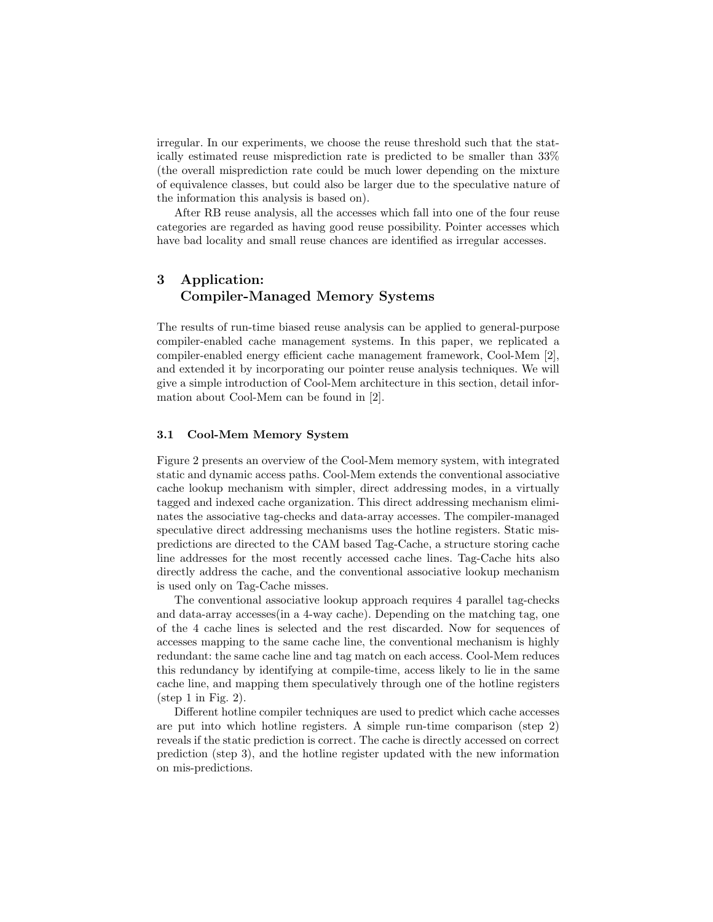irregular. In our experiments, we choose the reuse threshold such that the statically estimated reuse misprediction rate is predicted to be smaller than 33% (the overall misprediction rate could be much lower depending on the mixture of equivalence classes, but could also be larger due to the speculative nature of the information this analysis is based on).

After RB reuse analysis, all the accesses which fall into one of the four reuse categories are regarded as having good reuse possibility. Pointer accesses which have bad locality and small reuse chances are identified as irregular accesses.

## 3 Application: Compiler-Managed Memory Systems

The results of run-time biased reuse analysis can be applied to general-purpose compiler-enabled cache management systems. In this paper, we replicated a compiler-enabled energy efficient cache management framework, Cool-Mem [2], and extended it by incorporating our pointer reuse analysis techniques. We will give a simple introduction of Cool-Mem architecture in this section, detail information about Cool-Mem can be found in [2].

### 3.1 Cool-Mem Memory System

Figure 2 presents an overview of the Cool-Mem memory system, with integrated static and dynamic access paths. Cool-Mem extends the conventional associative cache lookup mechanism with simpler, direct addressing modes, in a virtually tagged and indexed cache organization. This direct addressing mechanism eliminates the associative tag-checks and data-array accesses. The compiler-managed speculative direct addressing mechanisms uses the hotline registers. Static mispredictions are directed to the CAM based Tag-Cache, a structure storing cache line addresses for the most recently accessed cache lines. Tag-Cache hits also directly address the cache, and the conventional associative lookup mechanism is used only on Tag-Cache misses.

The conventional associative lookup approach requires 4 parallel tag-checks and data-array accesses(in a 4-way cache). Depending on the matching tag, one of the 4 cache lines is selected and the rest discarded. Now for sequences of accesses mapping to the same cache line, the conventional mechanism is highly redundant: the same cache line and tag match on each access. Cool-Mem reduces this redundancy by identifying at compile-time, access likely to lie in the same cache line, and mapping them speculatively through one of the hotline registers (step 1 in Fig. 2).

Different hotline compiler techniques are used to predict which cache accesses are put into which hotline registers. A simple run-time comparison (step 2) reveals if the static prediction is correct. The cache is directly accessed on correct prediction (step 3), and the hotline register updated with the new information on mis-predictions.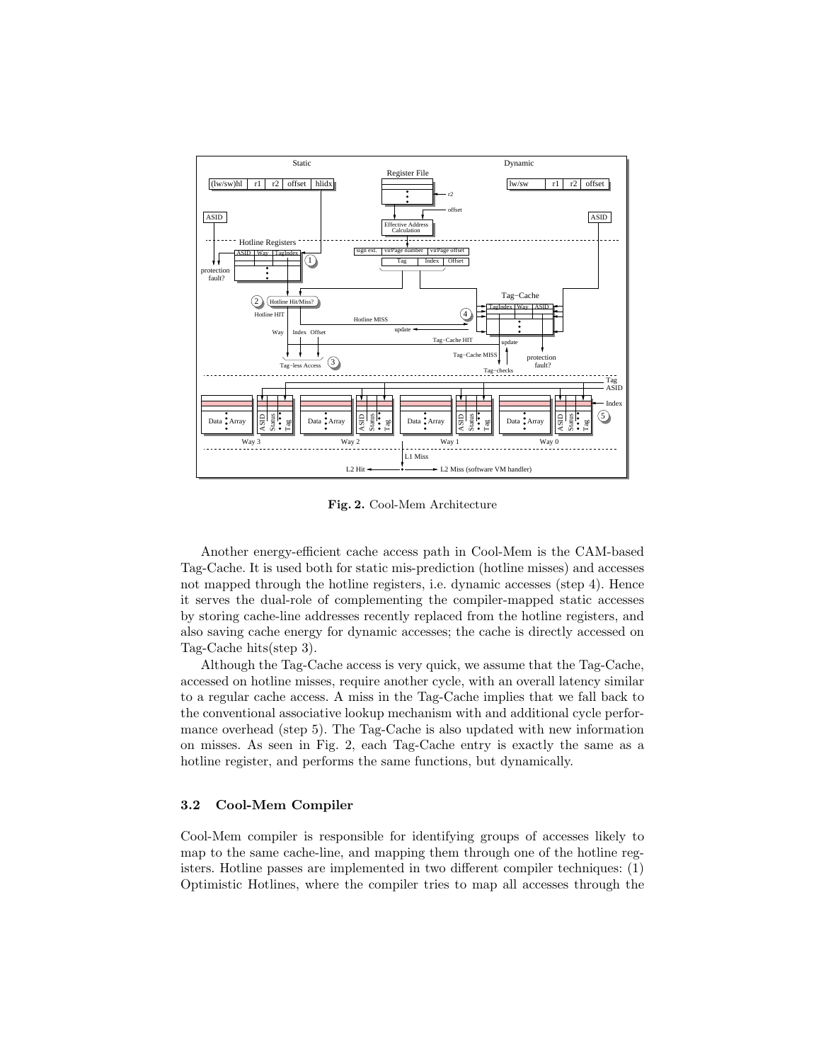**Fig. 2.** Cool-Mem Architecture

Another energy-efficient cache access path in Cool-Mem is the CAM-based Tag-Cache. It is used both for static mis-prediction (hotline misses) and accesses not mapped through the hotline registers, i.e. dynamic accesses (step 4). Hence it serves the dual-role of complementing the compiler-mapped static accesses by storing cache-line addresses recently replaced from the hotline registers, and also saving cache energy for dynamic accesses; the cache is directly accessed on Tag-Cache hits(step 3).

Although the Tag-Cache access is very quick, we assume that the Tag-Cache, accessed on hotline misses, require another cycle, with an overall latency similar to a regular cache access. A miss in the Tag-Cache implies that we fall back to the conventional associative lookup mechanism with and additional cycle performance overhead (step 5). The Tag-Cache is also updated with new information on misses. As seen in Fig. 2, each Tag-Cache entry is exactly the same as a hotline register, and performs the same functions, but dynamically.

### 3.2 Cool-Mem Compiler

Cool-Mem compiler is responsible for identifying groups of accesses likely to map to the same cache-line, and mapping them through one of the hotline registers. Hotline passes are implemented in two different compiler techniques: (1) Optimistic Hotlines, where the compiler tries to map all accesses through the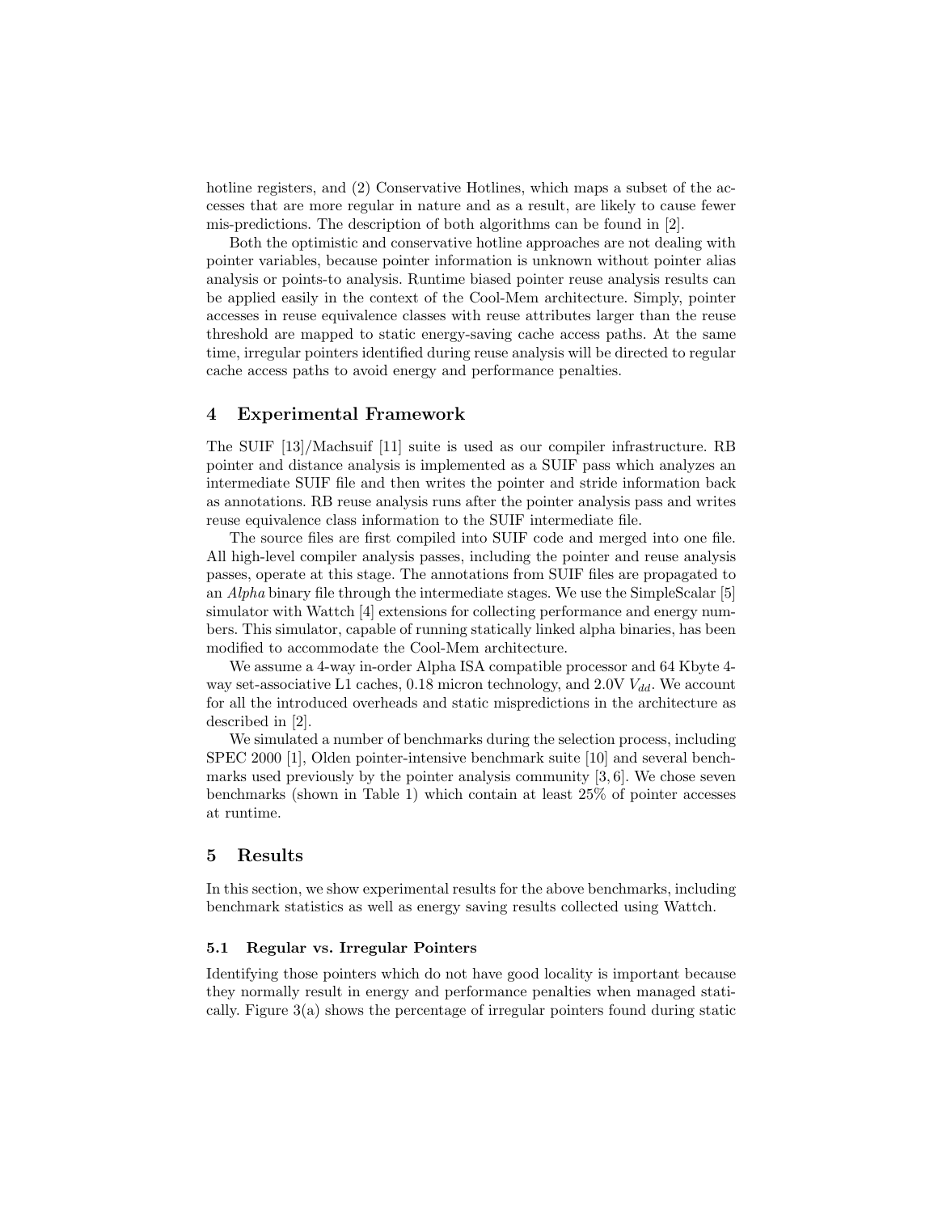hotline registers, and (2) Conservative Hotlines, which maps a subset of the accesses that are more regular in nature and as a result, are likely to cause fewer mis-predictions. The description of both algorithms can be found in [2].

Both the optimistic and conservative hotline approaches are not dealing with pointer variables, because pointer information is unknown without pointer alias analysis or points-to analysis. Runtime biased pointer reuse analysis results can be applied easily in the context of the Cool-Mem architecture. Simply, pointer accesses in reuse equivalence classes with reuse attributes larger than the reuse threshold are mapped to static energy-saving cache access paths. At the same time, irregular pointers identified during reuse analysis will be directed to regular cache access paths to avoid energy and performance penalties.

## 4 Experimental Framework

The SUIF [13]/Machsuif [11] suite is used as our compiler infrastructure. RB pointer and distance analysis is implemented as a SUIF pass which analyzes an intermediate SUIF file and then writes the pointer and stride information back as annotations. RB reuse analysis runs after the pointer analysis pass and writes reuse equivalence class information to the SUIF intermediate file.

The source files are first compiled into SUIF code and merged into one file. All high-level compiler analysis passes, including the pointer and reuse analysis passes, operate at this stage. The annotations from SUIF files are propagated to an *Alpha* binary file through the intermediate stages. We use the SimpleScalar [5] simulator with Wattch [4] extensions for collecting performance and energy numbers. This simulator, capable of running statically linked alpha binaries, has been modified to accommodate the Cool-Mem architecture.

We assume a 4-way in-order Alpha ISA compatible processor and 64 Kbyte 4-way set-associative L1 caches, 0.18 micron technology, and 2.0V $V_{dd}$. We account for all the introduced overheads and static mispredictions in the architecture as described in [2].

We simulated a number of benchmarks during the selection process, including SPEC 2000 [1], Olden pointer-intensive benchmark suite [10] and several benchmarks used previously by the pointer analysis community [3, 6]. We chose seven benchmarks (shown in Table 1) which contain at least 25% of pointer accesses at runtime.

## 5 Results

In this section, we show experimental results for the above benchmarks, including benchmark statistics as well as energy saving results collected using Wattch.

### 5.1 Regular vs. Irregular Pointers

Identifying those pointers which do not have good locality is important because they normally result in energy and performance penalties when managed statically. Figure 3(a) shows the percentage of irregular pointers found during static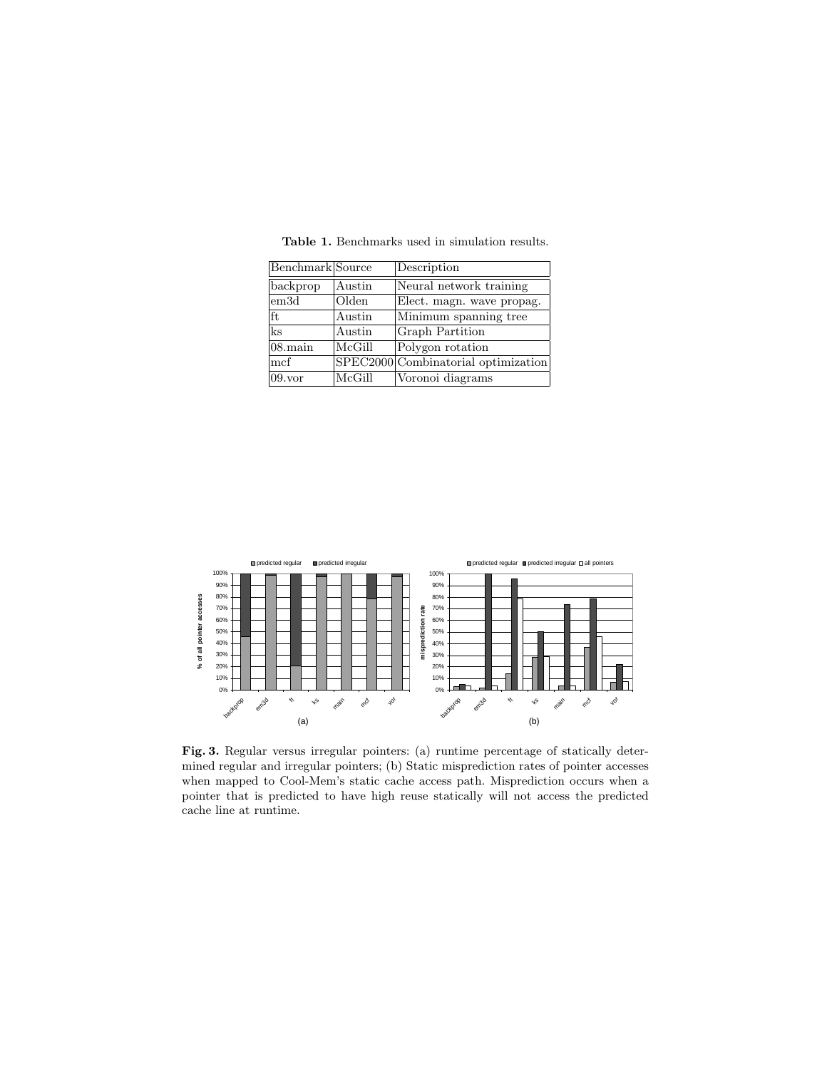**Table 1.** Benchmarks used in simulation results.

| Benchmark | Source | Description |
|---|---|---|
| backprop | Austin | Neural network training |
| em3d | Olden | Elect. magn. wave propag. |
| ft | Austin | Minimum spanning tree |
| ks | Austin | Graph Partition |
| 08.main | McGill | Polygon rotation |
| mcf | SPEC2000 | Combinatorial optimization |
| 09.vor | McGill | Voronoi diagrams |

**Fig. 3.** Regular versus irregular pointers: (a) runtime percentage of statically determined regular and irregular pointers; (b) Static misprediction rates of pointer accesses when mapped to Cool-Mem's static cache access path. Misprediction occurs when a pointer that is predicted to have high reuse statically will not access the predicted cache line at runtime.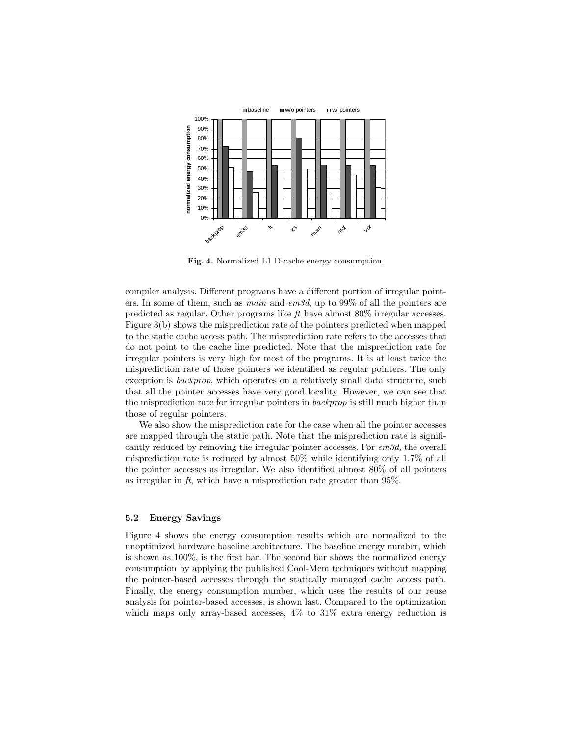**Fig. 4.** Normalized L1 D-cache energy consumption.

compiler analysis. Different programs have a different portion of irregular pointers. In some of them, such as *main* and *em3d*, up to 99% of all the pointers are predicted as regular. Other programs like *ft* have almost 80% irregular accesses. Figure 3(b) shows the misprediction rate of the pointers predicted when mapped to the static cache access path. The misprediction rate refers to the accesses that do not point to the cache line predicted. Note that the misprediction rate for irregular pointers is very high for most of the programs. It is at least twice the misprediction rate of those pointers we identified as regular pointers. The only exception is *backprop*, which operates on a relatively small data structure, such that all the pointer accesses have very good locality. However, we can see that the misprediction rate for irregular pointers in *backprop* is still much higher than those of regular pointers.

We also show the misprediction rate for the case when all the pointer accesses are mapped through the static path. Note that the misprediction rate is significantly reduced by removing the irregular pointer accesses. For *em3d*, the overall misprediction rate is reduced by almost 50% while identifying only 1.7% of all the pointer accesses as irregular. We also identified almost 80% of all pointers as irregular in *ft*, which have a misprediction rate greater than 95%.

### 5.2 Energy Savings

Figure 4 shows the energy consumption results which are normalized to the unoptimized hardware baseline architecture. The baseline energy number, which is shown as 100%, is the first bar. The second bar shows the normalized energy consumption by applying the published Cool-Mem techniques without mapping the pointer-based accesses through the statically managed cache access path. Finally, the energy consumption number, which uses the results of our reuse analysis for pointer-based accesses, is shown last. Compared to the optimization which maps only array-based accesses, 4% to 31% extra energy reduction is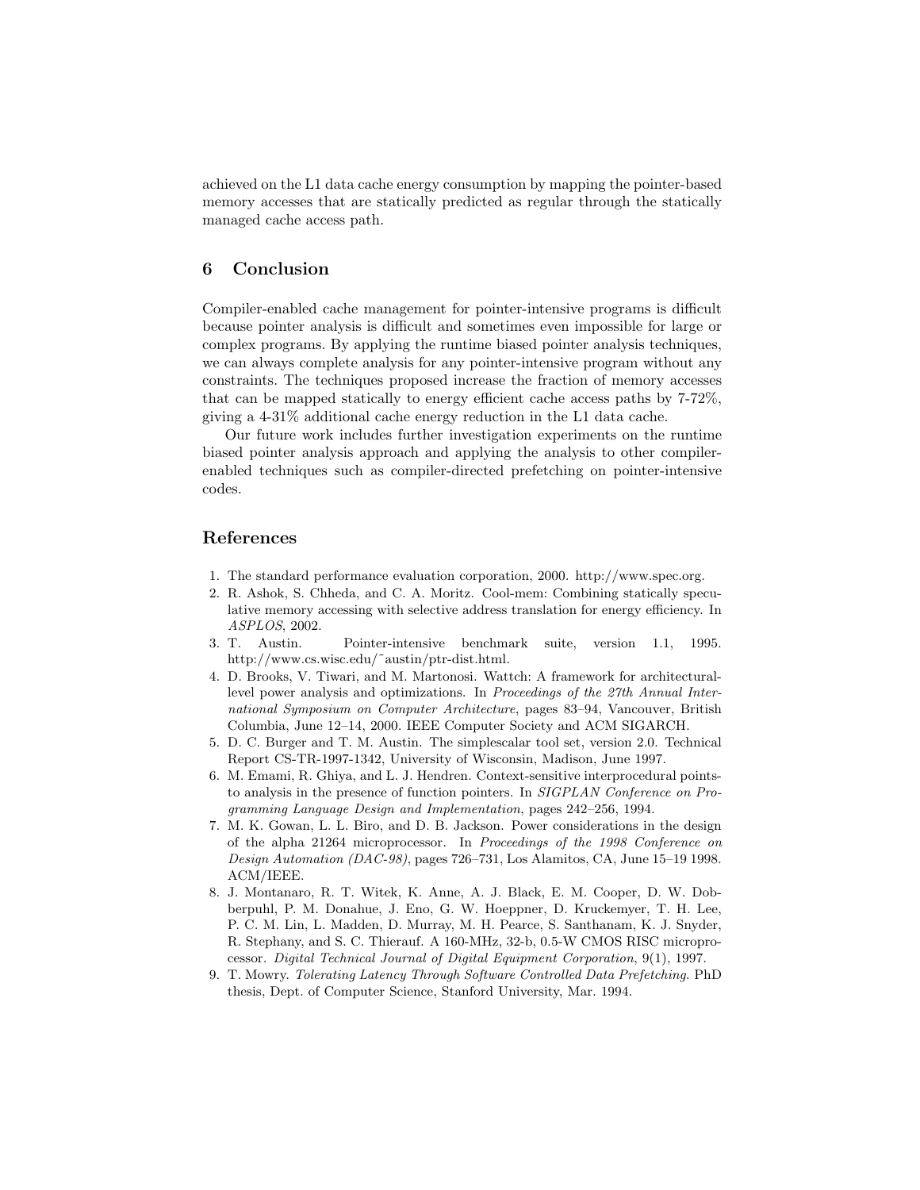achieved on the L1 data cache energy consumption by mapping the pointer-based memory accesses that are statically predicted as regular through the statically managed cache access path.

## 6 Conclusion

Compiler-enabled cache management for pointer-intensive programs is difficult because pointer analysis is difficult and sometimes even impossible for large or complex programs. By applying the runtime biased pointer analysis techniques, we can always complete analysis for any pointer-intensive program without any constraints. The techniques proposed increase the fraction of memory accesses that can be mapped statically to energy efficient cache access paths by 7-72%, giving a 4-31% additional cache energy reduction in the L1 data cache.

Our future work includes further investigation experiments on the runtime biased pointer analysis approach and applying the analysis to other compiler-enabled techniques such as compiler-directed prefetching on pointer-intensive codes.

## References

1. The standard performance evaluation corporation, 2000. http://www.spec.org.
2. R. Ashok, S. Chheda, and C. A. Moritz. Cool-mem: Combining statically speculative memory accessing with selective address translation for energy efficiency. In *ASPLOS*, 2002.
3. T. Austin. Pointer-intensive benchmark suite, version 1.1, 1995. http://www.cs.wisc.edu/~austin/ptr-dist.html.
4. D. Brooks, V. Tiwari, and M. Martonosi. Wattch: A framework for architectural-level power analysis and optimizations. In *Proceedings of the 27th Annual International Symposium on Computer Architecture*, pages 83–94, Vancouver, British Columbia, June 12–14, 2000. IEEE Computer Society and ACM SIGARCH.
5. D. C. Burger and T. M. Austin. The simplescalar tool set, version 2.0. Technical Report CS-TR-1997-1342, University of Wisconsin, Madison, June 1997.
6. M. Emami, R. Ghiya, and L. J. Hendren. Context-sensitive interprocedural points-to analysis in the presence of function pointers. In *SIGPLAN Conference on Programming Language Design and Implementation*, pages 242–256, 1994.
7. M. K. Gowan, L. L. Biro, and D. B. Jackson. Power considerations in the design of the alpha 21264 microprocessor. In *Proceedings of the 1998 Conference on Design Automation (DAC-98)*, pages 726–731, Los Alamitos, CA, June 15–19 1998. ACM/IEEE.
8. J. Montanaro, R. T. Witek, K. Anne, A. J. Black, E. M. Cooper, D. W. Dobberpuhl, P. M. Donahue, J. Eno, G. W. Hoeppner, D. Kruckemyer, T. H. Lee, P. C. M. Lin, L. Madden, D. Murray, M. H. Pearce, S. Santhanam, K. J. Snyder, R. Stephany, and S. C. Thierauf. A 160-MHz, 32-b, 0.5-W CMOS RISC microprocessor. *Digital Technical Journal of Digital Equipment Corporation*, 9(1), 1997.
9. T. Mowry. *Tolerating Latency Through Software Controlled Data Prefetching*. PhD thesis, Dept. of Computer Science, Stanford University, Mar. 1994.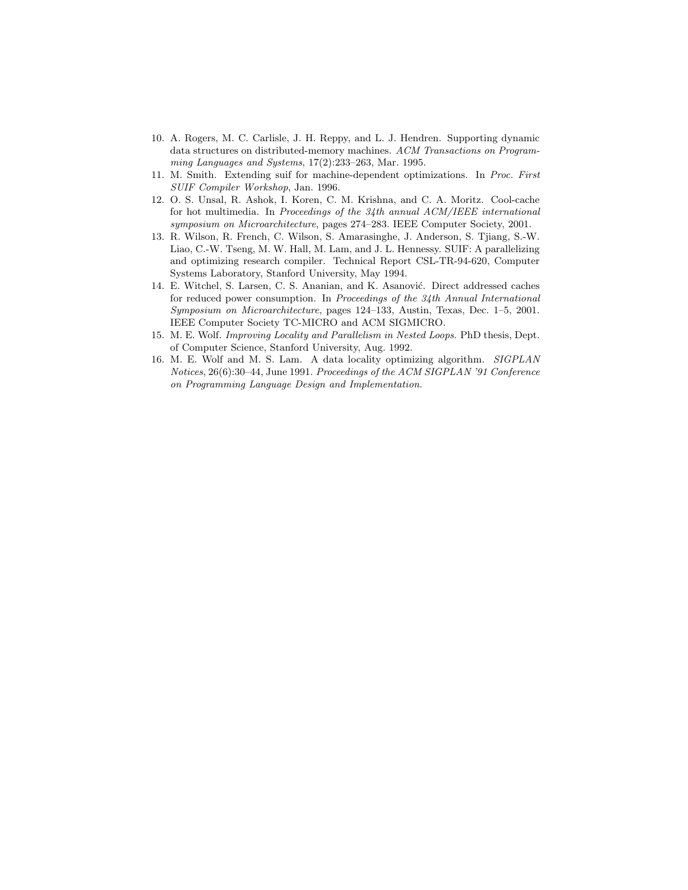10. A. Rogers, M. C. Carlisle, J. H. Reppy, and L. J. Hendren. Supporting dynamic data structures on distributed-memory machines. *ACM Transactions on Programming Languages and Systems*, 17(2):233–263, Mar. 1995.
11. M. Smith. Extending suif for machine-dependent optimizations. In *Proc. First SUIF Compiler Workshop*, Jan. 1996.
12. O. S. Unsal, R. Ashok, I. Koren, C. M. Krishna, and C. A. Moritz. Cool-cache for hot multimedia. In *Proceedings of the 34th annual ACM/IEEE international symposium on Microarchitecture*, pages 274–283. IEEE Computer Society, 2001.
13. R. Wilson, R. French, C. Wilson, S. Amarasinghe, J. Anderson, S. Tjiang, S.-W. Liao, C.-W. Tseng, M. W. Hall, M. Lam, and J. L. Hennessy. SUIF: A parallelizing and optimizing research compiler. Technical Report CSL-TR-94-620, Computer Systems Laboratory, Stanford University, May 1994.
14. E. Witchel, S. Larsen, C. S. Ananian, and K. Asanović. Direct addressed caches for reduced power consumption. In *Proceedings of the 34th Annual International Symposium on Microarchitecture*, pages 124–133, Austin, Texas, Dec. 1–5, 2001. IEEE Computer Society TC-MICRO and ACM SIGMICRO.
15. M. E. Wolf. *Improving Locality and Parallelism in Nested Loops*. PhD thesis, Dept. of Computer Science, Stanford University, Aug. 1992.
16. M. E. Wolf and M. S. Lam. A data locality optimizing algorithm. *SIGPLAN Notices*, 26(6):30–44, June 1991. *Proceedings of the ACM SIGPLAN '91 Conference on Programming Language Design and Implementation*.